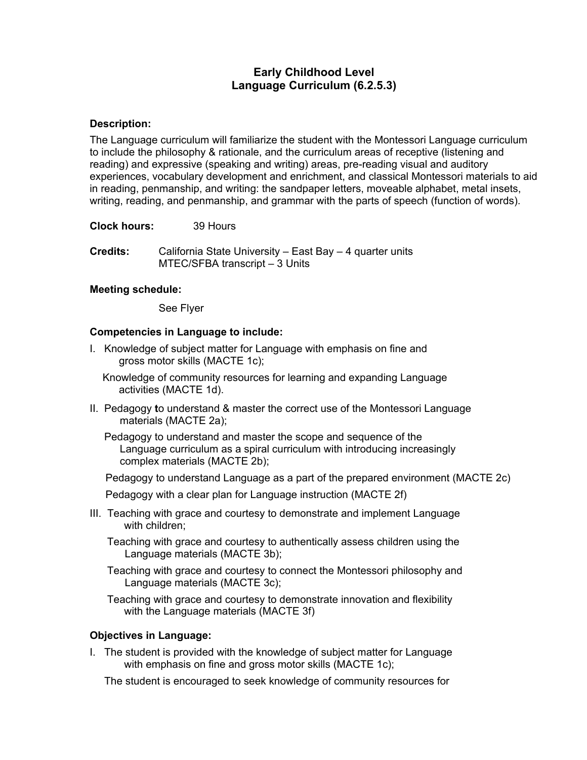# Early Childhood Level
# Language Curriculum (6.2.5.3)

**Description:**

The Language curriculum will familiarize the student with the Montessori Language curriculum to include the philosophy & rationale, and the curriculum areas of receptive (listening and reading) and expressive (speaking and writing) areas, pre-reading visual and auditory experiences, vocabulary development and enrichment, and classical Montessori materials to aid in reading, penmanship, and writing: the sandpaper letters, moveable alphabet, metal insets, writing, reading, and penmanship, and grammar with the parts of speech (function of words).

**Clock hours:** 39 Hours

**Credits:** California State University – East Bay – 4 quarter units
MTEC/SFBA transcript – 3 Units

**Meeting schedule:**

See Flyer

**Competencies in Language to include:**

I. Knowledge of subject matter for Language with emphasis on fine and gross motor skills (MACTE 1c);

Knowledge of community resources for learning and expanding Language activities (MACTE 1d).

II. Pedagogy to understand & master the correct use of the Montessori Language materials (MACTE 2a);

Pedagogy to understand and master the scope and sequence of the Language curriculum as a spiral curriculum with introducing increasingly complex materials (MACTE 2b);

Pedagogy to understand Language as a part of the prepared environment (MACTE 2c)

Pedagogy with a clear plan for Language instruction (MACTE 2f)

III. Teaching with grace and courtesy to demonstrate and implement Language with children;

Teaching with grace and courtesy to authentically assess children using the Language materials (MACTE 3b);

Teaching with grace and courtesy to connect the Montessori philosophy and Language materials (MACTE 3c);

Teaching with grace and courtesy to demonstrate innovation and flexibility with the Language materials (MACTE 3f)

**Objectives in Language:**

I. The student is provided with the knowledge of subject matter for Language with emphasis on fine and gross motor skills (MACTE 1c);

The student is encouraged to seek knowledge of community resources for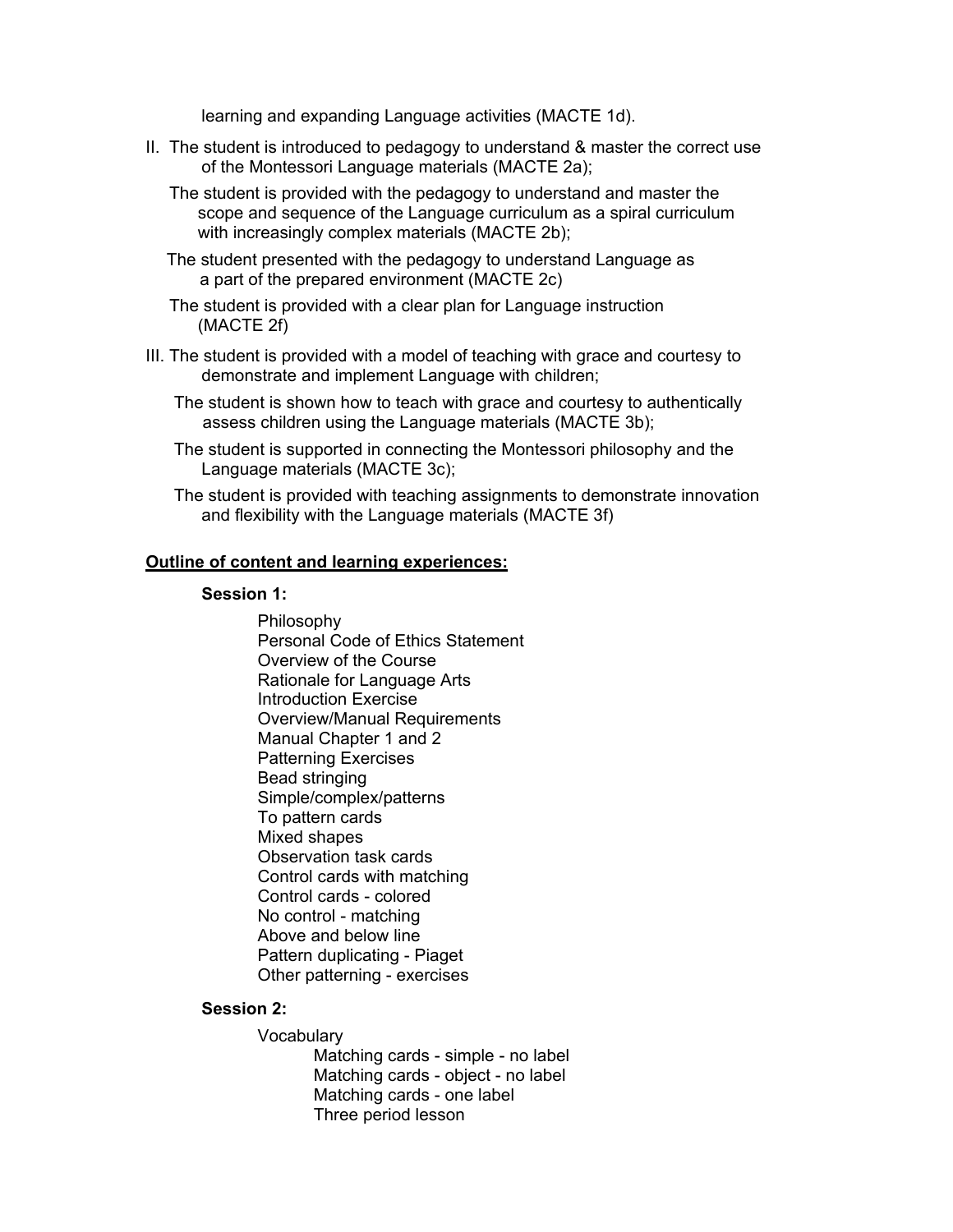learning and expanding Language activities (MACTE 1d).

II. The student is introduced to pedagogy to understand & master the correct use of the Montessori Language materials (MACTE 2a);

The student is provided with the pedagogy to understand and master the scope and sequence of the Language curriculum as a spiral curriculum with increasingly complex materials (MACTE 2b);

The student presented with the pedagogy to understand Language as a part of the prepared environment (MACTE 2c)

The student is provided with a clear plan for Language instruction (MACTE 2f)

III. The student is provided with a model of teaching with grace and courtesy to demonstrate and implement Language with children;

The student is shown how to teach with grace and courtesy to authentically assess children using the Language materials (MACTE 3b);

The student is supported in connecting the Montessori philosophy and the Language materials (MACTE 3c);

The student is provided with teaching assignments to demonstrate innovation and flexibility with the Language materials (MACTE 3f)

**Outline of content and learning experiences:**

**Session 1:**

- Philosophy
- Personal Code of Ethics Statement
- Overview of the Course
- Rationale for Language Arts
- Introduction Exercise
- Overview/Manual Requirements
- Manual Chapter 1 and 2
- Patterning Exercises
- Bead stringing
- Simple/complex/patterns
- To pattern cards
- Mixed shapes
- Observation task cards
- Control cards with matching
- Control cards - colored
- No control - matching
- Above and below line
- Pattern duplicating - Piaget
- Other patterning - exercises

**Session 2:**

- Vocabulary
  - Matching cards - simple - no label
  - Matching cards - object - no label
  - Matching cards - one label
  - Three period lesson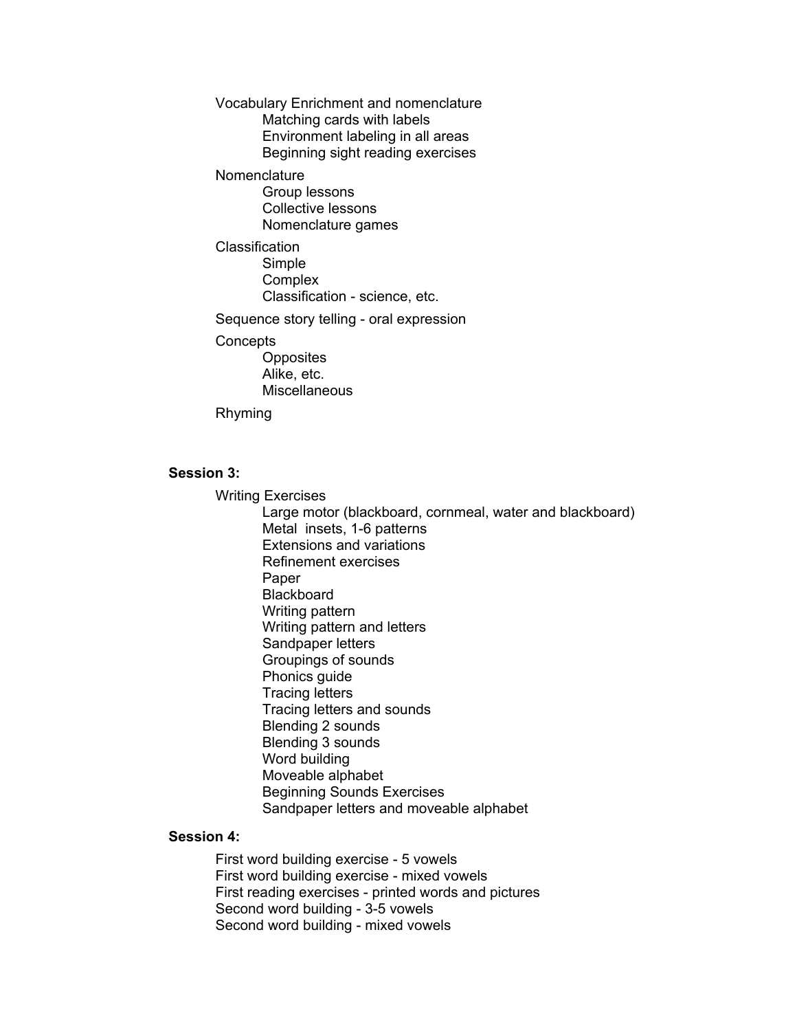- Vocabulary Enrichment and nomenclature
    - Matching cards with labels
    - Environment labeling in all areas
    - Beginning sight reading exercises
- Nomenclature
    - Group lessons
    - Collective lessons
    - Nomenclature games
- Classification
    - Simple
    - Complex
    - Classification - science, etc.
- Sequence story telling - oral expression
- Concepts
    - Opposites
    - Alike, etc.
    - Miscellaneous
- Rhyming

**Session 3:**

- Writing Exercises
    - Large motor (blackboard, cornmeal, water and blackboard)
    - Metal insets, 1-6 patterns
    - Extensions and variations
    - Refinement exercises
    - Paper
    - Blackboard
    - Writing pattern
    - Writing pattern and letters
    - Sandpaper letters
    - Groupings of sounds
    - Phonics guide
    - Tracing letters
    - Tracing letters and sounds
    - Blending 2 sounds
    - Blending 3 sounds
    - Word building
    - Moveable alphabet
    - Beginning Sounds Exercises
    - Sandpaper letters and moveable alphabet

**Session 4:**

- First word building exercise - 5 vowels
- First word building exercise - mixed vowels
- First reading exercises - printed words and pictures
- Second word building - 3-5 vowels
- Second word building - mixed vowels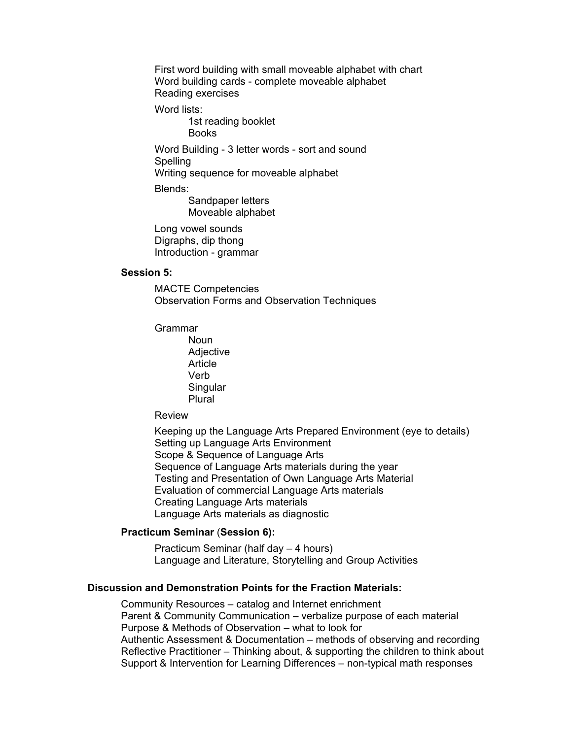First word building with small moveable alphabet with chart
Word building cards - complete moveable alphabet
Reading exercises

Word lists:

- 1st reading booklet
- Books

Word Building - 3 letter words - sort and sound
Spelling
Writing sequence for moveable alphabet

Blends:

- Sandpaper letters
- Moveable alphabet

Long vowel sounds
Digraphs, dip thong
Introduction - grammar

**Session 5:**

MACTE Competencies
Observation Forms and Observation Techniques

Grammar

- Noun
- Adjective
- Article
- Verb
- Singular
- Plural

Review

Keeping up the Language Arts Prepared Environment (eye to details)
Setting up Language Arts Environment
Scope & Sequence of Language Arts
Sequence of Language Arts materials during the year
Testing and Presentation of Own Language Arts Material
Evaluation of commercial Language Arts materials
Creating Language Arts materials
Language Arts materials as diagnostic

**Practicum Seminar** (**Session 6):**

Practicum Seminar (half day – 4 hours)
Language and Literature, Storytelling and Group Activities

**Discussion and Demonstration Points for the Fraction Materials:**

Community Resources – catalog and Internet enrichment
Parent & Community Communication – verbalize purpose of each material
Purpose & Methods of Observation – what to look for
Authentic Assessment & Documentation – methods of observing and recording
Reflective Practitioner – Thinking about, & supporting the children to think about
Support & Intervention for Learning Differences – non-typical math responses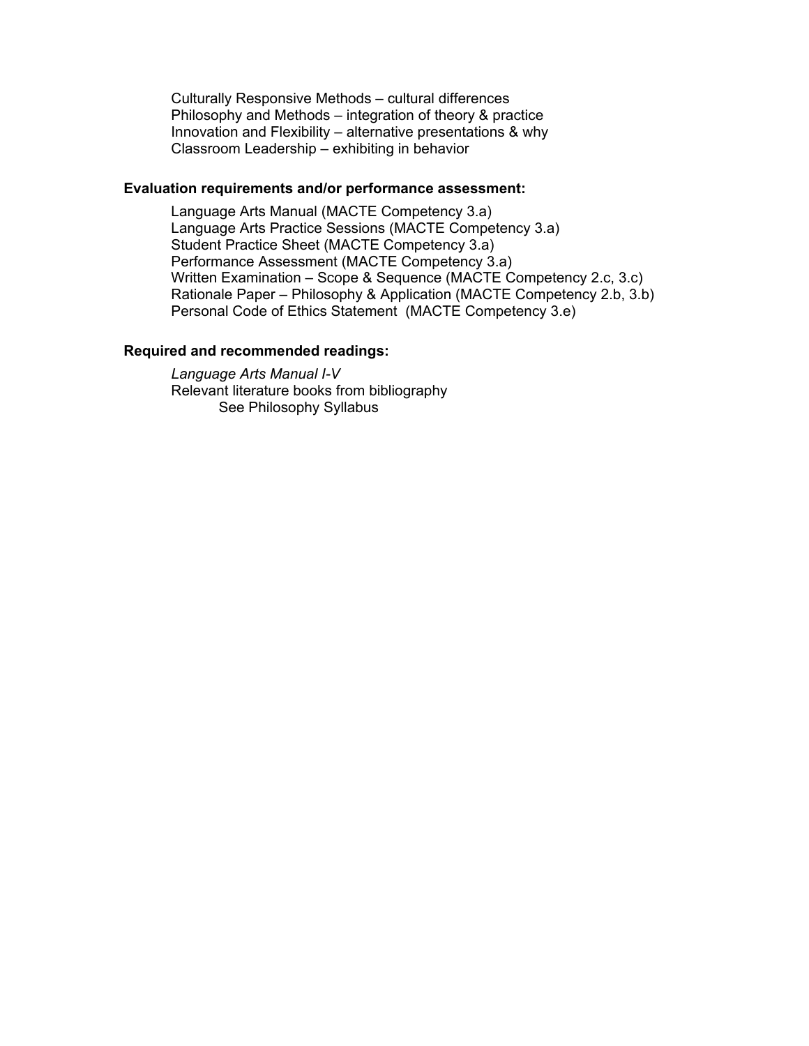Culturally Responsive Methods – cultural differences
Philosophy and Methods – integration of theory & practice
Innovation and Flexibility – alternative presentations & why
Classroom Leadership – exhibiting in behavior

**Evaluation requirements and/or performance assessment:**

Language Arts Manual (MACTE Competency 3.a)
Language Arts Practice Sessions (MACTE Competency 3.a)
Student Practice Sheet (MACTE Competency 3.a)
Performance Assessment (MACTE Competency 3.a)
Written Examination – Scope & Sequence (MACTE Competency 2.c, 3.c)
Rationale Paper – Philosophy & Application (MACTE Competency 2.b, 3.b)
Personal Code of Ethics Statement (MACTE Competency 3.e)

**Required and recommended readings:**

*Language Arts Manual I-V*
Relevant literature books from bibliography
See Philosophy Syllabus